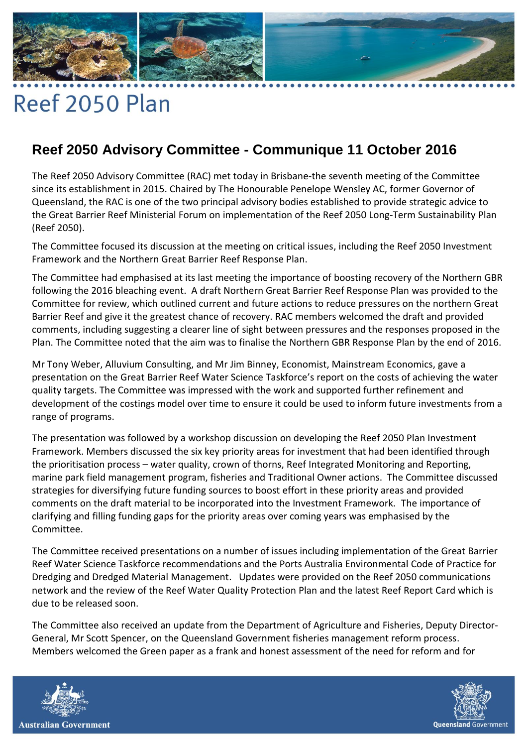# Reef 2050 Plan

## Reef 2050 Advisory Committee - Communique 11 October 2016

The Reef 2050 Advisory Committee (RAC) met today in Brisbane-the seventh meeting of the Committee since its establishment in 2015. Chaired by The Honourable Penelope Wensley AC, former Governor of Queensland, the RAC is one of the two principal advisory bodies established to provide strategic advice to the Great Barrier Reef Ministerial Forum on implementation of the Reef 2050 Long-Term Sustainability Plan (Reef 2050).

The Committee focused its discussion at the meeting on critical issues, including the Reef 2050 Investment Framework and the Northern Great Barrier Reef Response Plan.

The Committee had emphasised at its last meeting the importance of boosting recovery of the Northern GBR following the 2016 bleaching event. A draft Northern Great Barrier Reef Response Plan was provided to the Committee for review, which outlined current and future actions to reduce pressures on the northern Great Barrier Reef and give it the greatest chance of recovery. RAC members welcomed the draft and provided comments, including suggesting a clearer line of sight between pressures and the responses proposed in the Plan. The Committee noted that the aim was to finalise the Northern GBR Response Plan by the end of 2016.

Mr Tony Weber, Alluvium Consulting, and Mr Jim Binney, Economist, Mainstream Economics, gave a presentation on the Great Barrier Reef Water Science Taskforce's report on the costs of achieving the water quality targets. The Committee was impressed with the work and supported further refinement and development of the costings model over time to ensure it could be used to inform future investments from a range of programs.

The presentation was followed by a workshop discussion on developing the Reef 2050 Plan Investment Framework. Members discussed the six key priority areas for investment that had been identified through the prioritisation process – water quality, crown of thorns, Reef Integrated Monitoring and Reporting, marine park field management program, fisheries and Traditional Owner actions. The Committee discussed strategies for diversifying future funding sources to boost effort in these priority areas and provided comments on the draft material to be incorporated into the Investment Framework. The importance of clarifying and filling funding gaps for the priority areas over coming years was emphasised by the Committee.

The Committee received presentations on a number of issues including implementation of the Great Barrier Reef Water Science Taskforce recommendations and the Ports Australia Environmental Code of Practice for Dredging and Dredged Material Management. Updates were provided on the Reef 2050 communications network and the review of the Reef Water Quality Protection Plan and the latest Reef Report Card which is due to be released soon.

The Committee also received an update from the Department of Agriculture and Fisheries, Deputy Director-General, Mr Scott Spencer, on the Queensland Government fisheries management reform process. Members welcomed the Green paper as a frank and honest assessment of the need for reform and for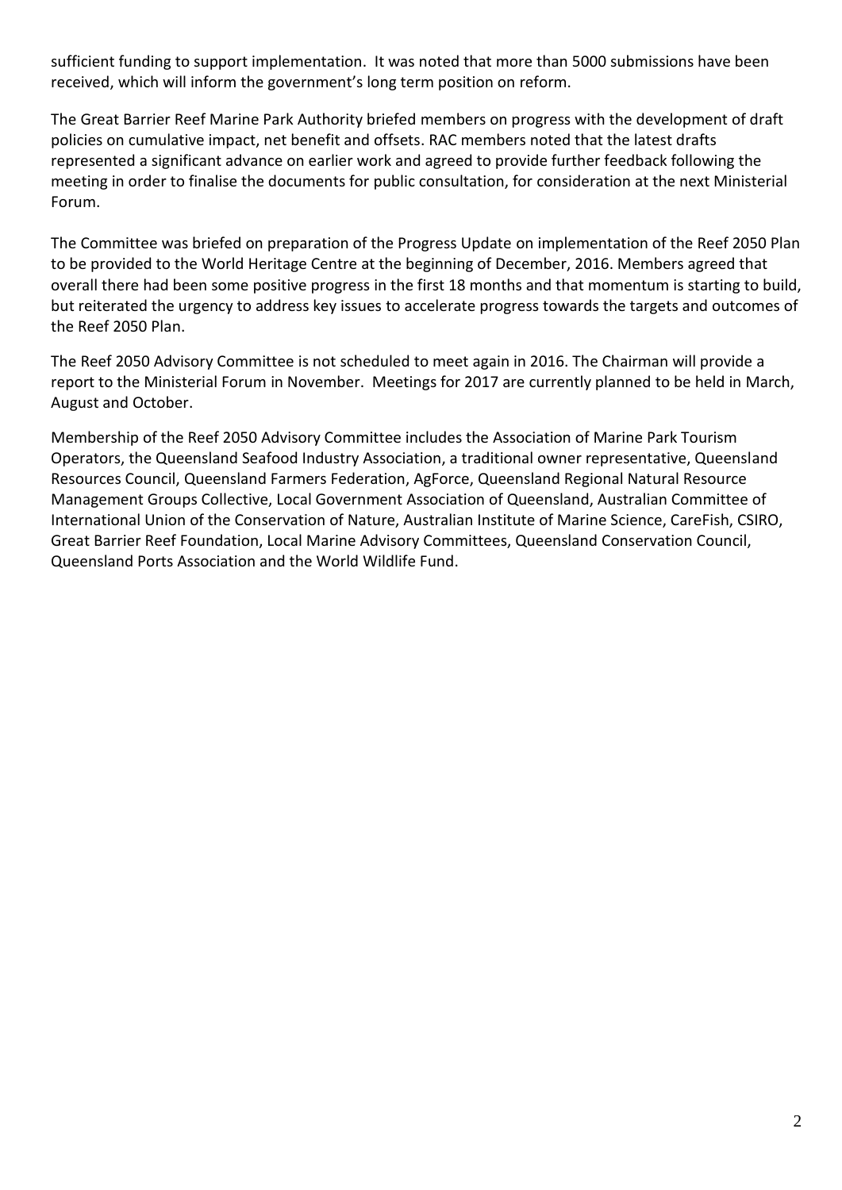sufficient funding to support implementation. It was noted that more than 5000 submissions have been received, which will inform the government's long term position on reform.

The Great Barrier Reef Marine Park Authority briefed members on progress with the development of draft policies on cumulative impact, net benefit and offsets. RAC members noted that the latest drafts represented a significant advance on earlier work and agreed to provide further feedback following the meeting in order to finalise the documents for public consultation, for consideration at the next Ministerial Forum.

The Committee was briefed on preparation of the Progress Update on implementation of the Reef 2050 Plan to be provided to the World Heritage Centre at the beginning of December, 2016. Members agreed that overall there had been some positive progress in the first 18 months and that momentum is starting to build, but reiterated the urgency to address key issues to accelerate progress towards the targets and outcomes of the Reef 2050 Plan.

The Reef 2050 Advisory Committee is not scheduled to meet again in 2016. The Chairman will provide a report to the Ministerial Forum in November. Meetings for 2017 are currently planned to be held in March, August and October.

Membership of the Reef 2050 Advisory Committee includes the Association of Marine Park Tourism Operators, the Queensland Seafood Industry Association, a traditional owner representative, Queensland Resources Council, Queensland Farmers Federation, AgForce, Queensland Regional Natural Resource Management Groups Collective, Local Government Association of Queensland, Australian Committee of International Union of the Conservation of Nature, Australian Institute of Marine Science, CareFish, CSIRO, Great Barrier Reef Foundation, Local Marine Advisory Committees, Queensland Conservation Council, Queensland Ports Association and the World Wildlife Fund.